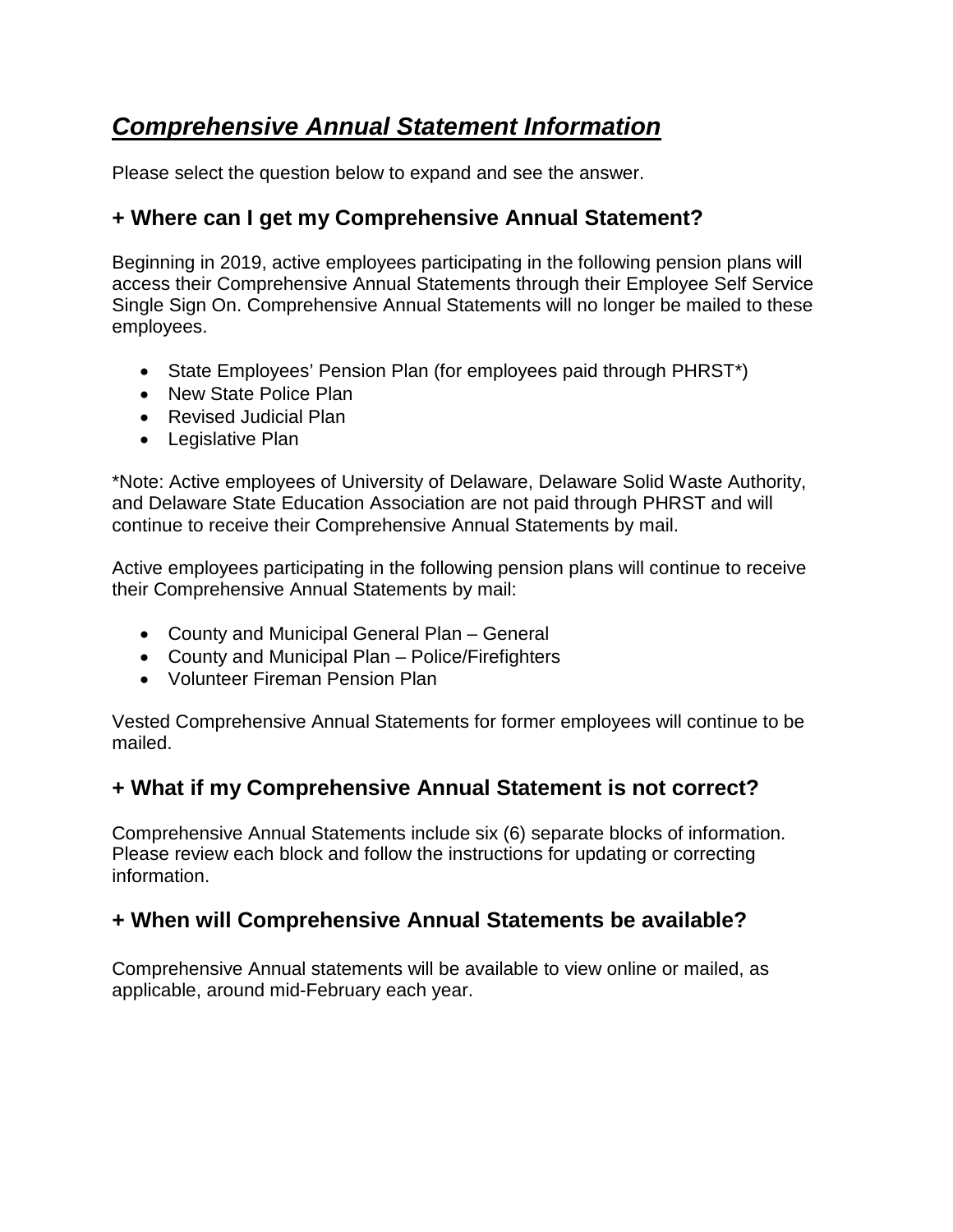# ***Comprehensive Annual Statement Information***

Please select the question below to expand and see the answer.

## + Where can I get my Comprehensive Annual Statement?

Beginning in 2019, active employees participating in the following pension plans will access their Comprehensive Annual Statements through their Employee Self Service Single Sign On. Comprehensive Annual Statements will no longer be mailed to these employees.

- State Employees' Pension Plan (for employees paid through PHRST*)
- New State Police Plan
- Revised Judicial Plan
- Legislative Plan

*Note: Active employees of University of Delaware, Delaware Solid Waste Authority, and Delaware State Education Association are not paid through PHRST and will continue to receive their Comprehensive Annual Statements by mail.

Active employees participating in the following pension plans will continue to receive their Comprehensive Annual Statements by mail:

- County and Municipal General Plan – General
- County and Municipal Plan – Police/Firefighters
- Volunteer Fireman Pension Plan

Vested Comprehensive Annual Statements for former employees will continue to be mailed.

## + What if my Comprehensive Annual Statement is not correct?

Comprehensive Annual Statements include six (6) separate blocks of information. Please review each block and follow the instructions for updating or correcting information.

## + When will Comprehensive Annual Statements be available?

Comprehensive Annual statements will be available to view online or mailed, as applicable, around mid-February each year.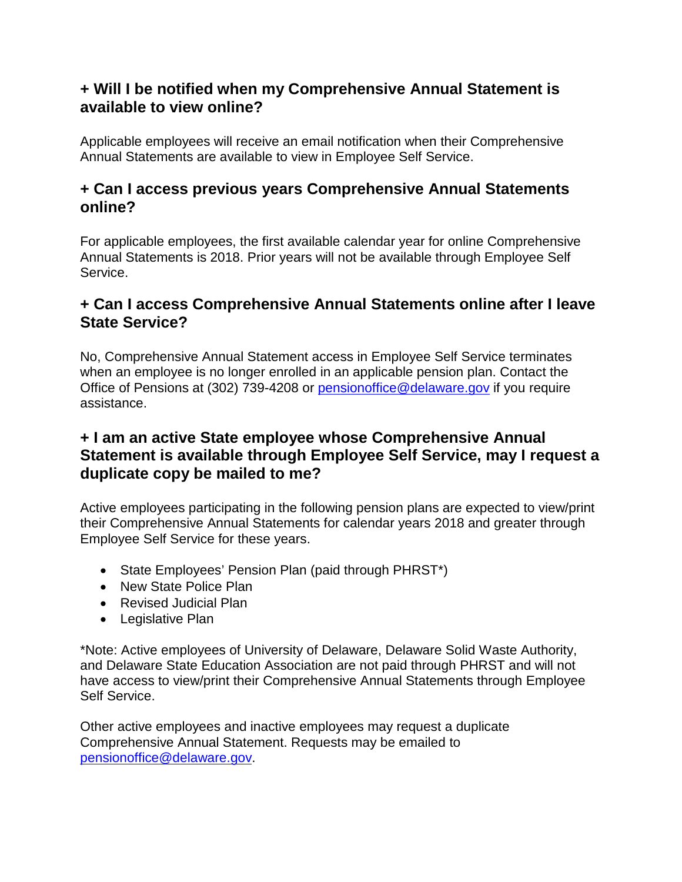### + Will I be notified when my Comprehensive Annual Statement is available to view online?

Applicable employees will receive an email notification when their Comprehensive Annual Statements are available to view in Employee Self Service.

### + Can I access previous years Comprehensive Annual Statements online?

For applicable employees, the first available calendar year for online Comprehensive Annual Statements is 2018. Prior years will not be available through Employee Self Service.

### + Can I access Comprehensive Annual Statements online after I leave State Service?

No, Comprehensive Annual Statement access in Employee Self Service terminates when an employee is no longer enrolled in an applicable pension plan. Contact the Office of Pensions at (302) 739-4208 or [pensionoffice@delaware.gov](mailto:pensionoffice@delaware.gov) if you require assistance.

### + I am an active State employee whose Comprehensive Annual Statement is available through Employee Self Service, may I request a duplicate copy be mailed to me?

Active employees participating in the following pension plans are expected to view/print their Comprehensive Annual Statements for calendar years 2018 and greater through Employee Self Service for these years.

- State Employees' Pension Plan (paid through PHRST*)
- New State Police Plan
- Revised Judicial Plan
- Legislative Plan

*Note: Active employees of University of Delaware, Delaware Solid Waste Authority, and Delaware State Education Association are not paid through PHRST and will not have access to view/print their Comprehensive Annual Statements through Employee Self Service.

Other active employees and inactive employees may request a duplicate Comprehensive Annual Statement. Requests may be emailed to [pensionoffice@delaware.gov](mailto:pensionoffice@delaware.gov).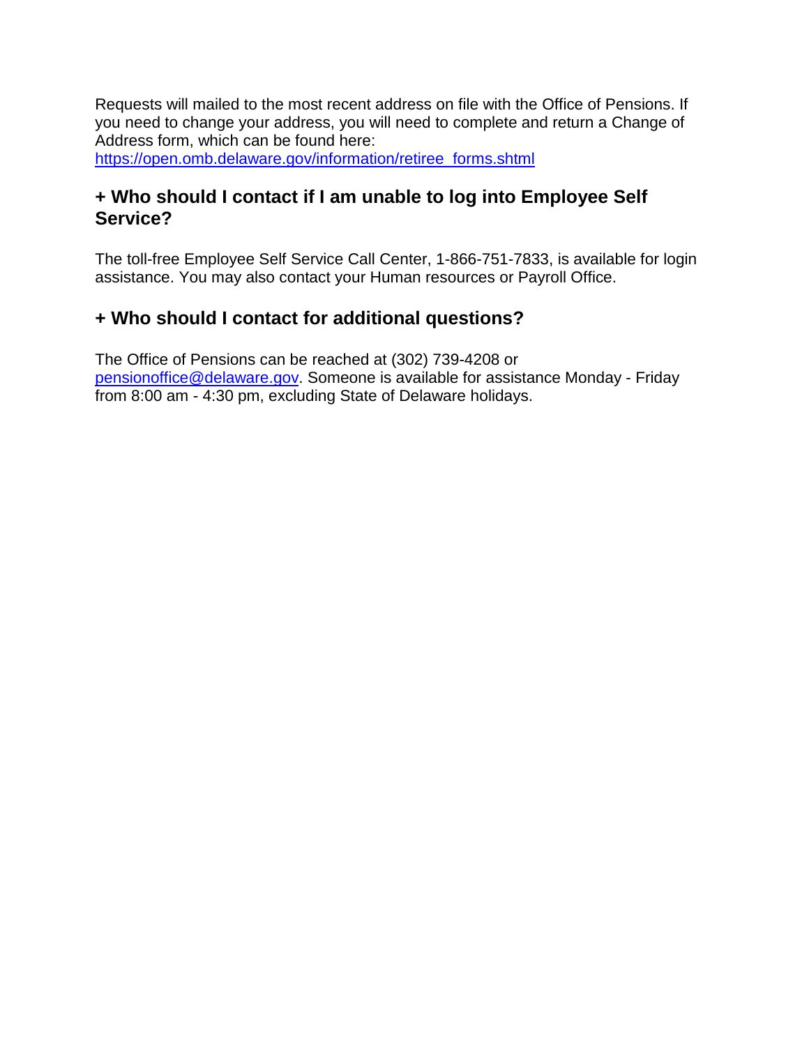Requests will mailed to the most recent address on file with the Office of Pensions. If you need to change your address, you will need to complete and return a Change of Address form, which can be found here: https://open.omb.delaware.gov/information/retiree_forms.shtml

## + Who should I contact if I am unable to log into Employee Self Service?

The toll-free Employee Self Service Call Center, 1-866-751-7833, is available for login assistance. You may also contact your Human resources or Payroll Office.

## + Who should I contact for additional questions?

The Office of Pensions can be reached at (302) 739-4208 or pensionoffice@delaware.gov. Someone is available for assistance Monday - Friday from 8:00 am - 4:30 pm, excluding State of Delaware holidays.